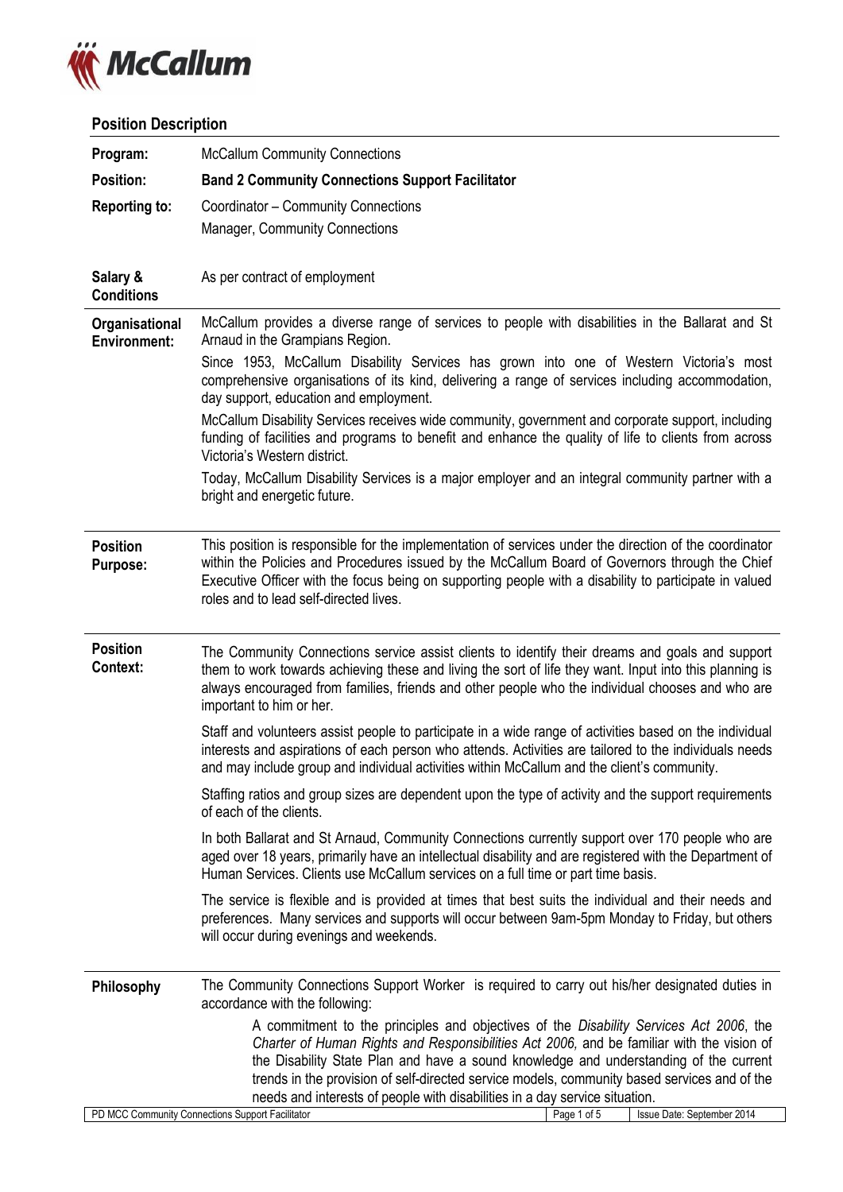McCallum

## Position Description

| | |
|---|---|
| **Program:** | McCallum Community Connections |
| **Position:** | **Band 2 Community Connections Support Facilitator** |
| **Reporting to:** | Coordinator – Community Connections<br>Manager, Community Connections |
| **Salary & Conditions** | As per contract of employment |

**Organisational Environment:**

McCallum provides a diverse range of services to people with disabilities in the Ballarat and St Arnaud in the Grampians Region.

Since 1953, McCallum Disability Services has grown into one of Western Victoria's most comprehensive organisations of its kind, delivering a range of services including accommodation, day support, education and employment.

McCallum Disability Services receives wide community, government and corporate support, including funding of facilities and programs to benefit and enhance the quality of life to clients from across Victoria's Western district.

Today, McCallum Disability Services is a major employer and an integral community partner with a bright and energetic future.

**Position Purpose:**

This position is responsible for the implementation of services under the direction of the coordinator within the Policies and Procedures issued by the McCallum Board of Governors through the Chief Executive Officer with the focus being on supporting people with a disability to participate in valued roles and to lead self-directed lives.

**Position Context:**

The Community Connections service assist clients to identify their dreams and goals and support them to work towards achieving these and living the sort of life they want. Input into this planning is always encouraged from families, friends and other people who the individual chooses and who are important to him or her.

Staff and volunteers assist people to participate in a wide range of activities based on the individual interests and aspirations of each person who attends. Activities are tailored to the individuals needs and may include group and individual activities within McCallum and the client's community.

Staffing ratios and group sizes are dependent upon the type of activity and the support requirements of each of the clients.

In both Ballarat and St Arnaud, Community Connections currently support over 170 people who are aged over 18 years, primarily have an intellectual disability and are registered with the Department of Human Services. Clients use McCallum services on a full time or part time basis.

The service is flexible and is provided at times that best suits the individual and their needs and preferences. Many services and supports will occur between 9am-5pm Monday to Friday, but others will occur during evenings and weekends.

**Philosophy**

The Community Connections Support Worker is required to carry out his/her designated duties in accordance with the following:

> A commitment to the principles and objectives of the *Disability Services Act 2006*, the *Charter of Human Rights and Responsibilities Act 2006,* and be familiar with the vision of the Disability State Plan and have a sound knowledge and understanding of the current trends in the provision of self-directed service models, community based services and of the needs and interests of people with disabilities in a day service situation.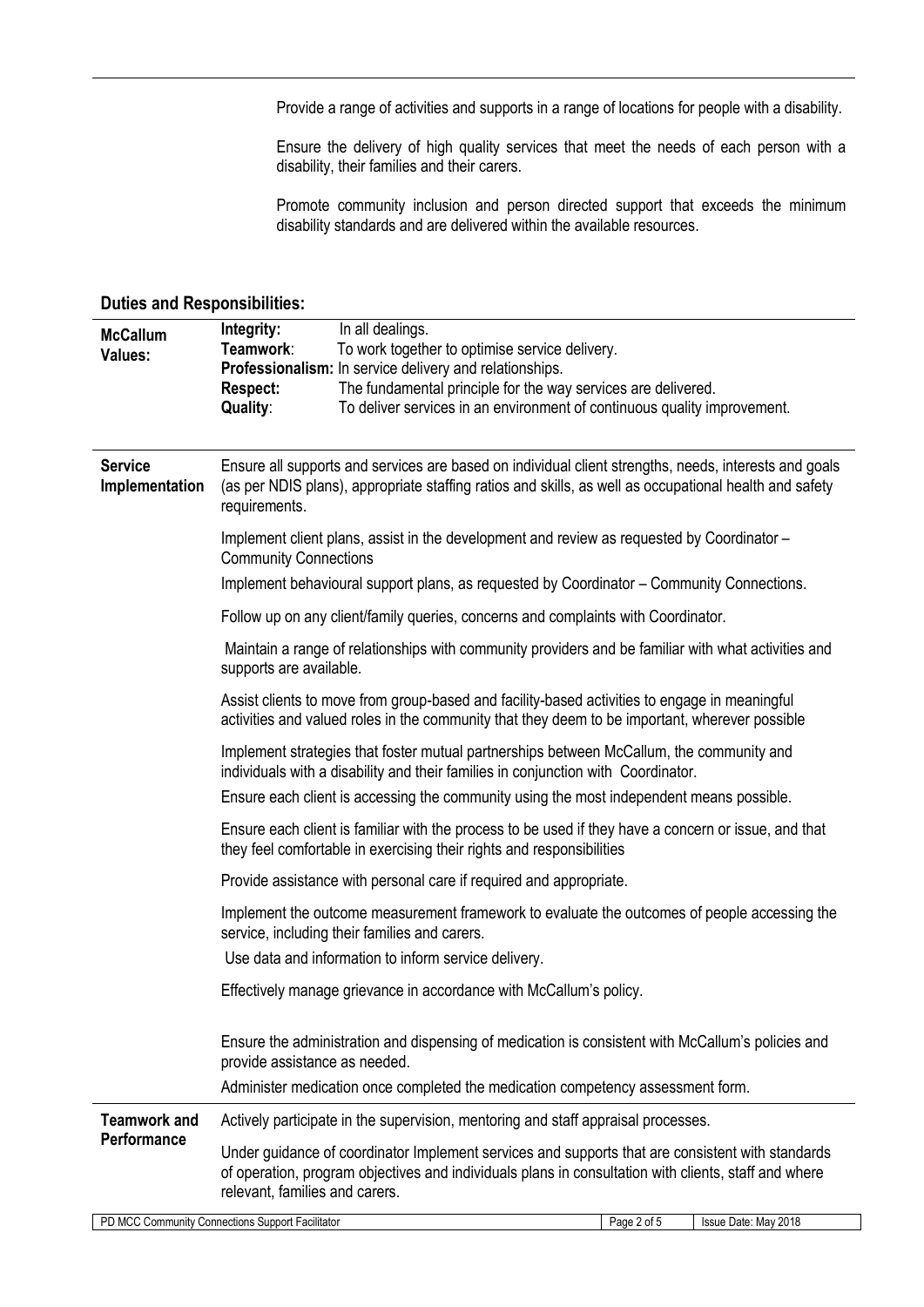Provide a range of activities and supports in a range of locations for people with a disability.

Ensure the delivery of high quality services that meet the needs of each person with a disability, their families and their carers.

Promote community inclusion and person directed support that exceeds the minimum disability standards and are delivered within the available resources.

## Duties and Responsibilities:

| | |
|---|---|
| **McCallum Values:** | **Integrity:** In all dealings.<br>**Teamwork**: To work together to optimise service delivery.<br>**Professionalism:** In service delivery and relationships.<br>**Respect:** The fundamental principle for the way services are delivered.<br>**Quality**: To deliver services in an environment of continuous quality improvement. |
| **Service Implementation** | Ensure all supports and services are based on individual client strengths, needs, interests and goals (as per NDIS plans), appropriate staffing ratios and skills, as well as occupational health and safety requirements.<br><br>Implement client plans, assist in the development and review as requested by Coordinator – Community Connections<br><br>Implement behavioural support plans, as requested by Coordinator – Community Connections.<br><br>Follow up on any client/family queries, concerns and complaints with Coordinator.<br><br>Maintain a range of relationships with community providers and be familiar with what activities and supports are available.<br><br>Assist clients to move from group-based and facility-based activities to engage in meaningful activities and valued roles in the community that they deem to be important, wherever possible<br><br>Implement strategies that foster mutual partnerships between McCallum, the community and individuals with a disability and their families in conjunction with Coordinator.<br><br>Ensure each client is accessing the community using the most independent means possible.<br><br>Ensure each client is familiar with the process to be used if they have a concern or issue, and that they feel comfortable in exercising their rights and responsibilities<br><br>Provide assistance with personal care if required and appropriate.<br><br>Implement the outcome measurement framework to evaluate the outcomes of people accessing the service, including their families and carers.<br><br>Use data and information to inform service delivery.<br><br>Effectively manage grievance in accordance with McCallum's policy.<br><br>Ensure the administration and dispensing of medication is consistent with McCallum's policies and provide assistance as needed.<br><br>Administer medication once completed the medication competency assessment form. |
| **Teamwork and Performance** | Actively participate in the supervision, mentoring and staff appraisal processes.<br><br>Under guidance of coordinator Implement services and supports that are consistent with standards of operation, program objectives and individuals plans in consultation with clients, staff and where relevant, families and carers. |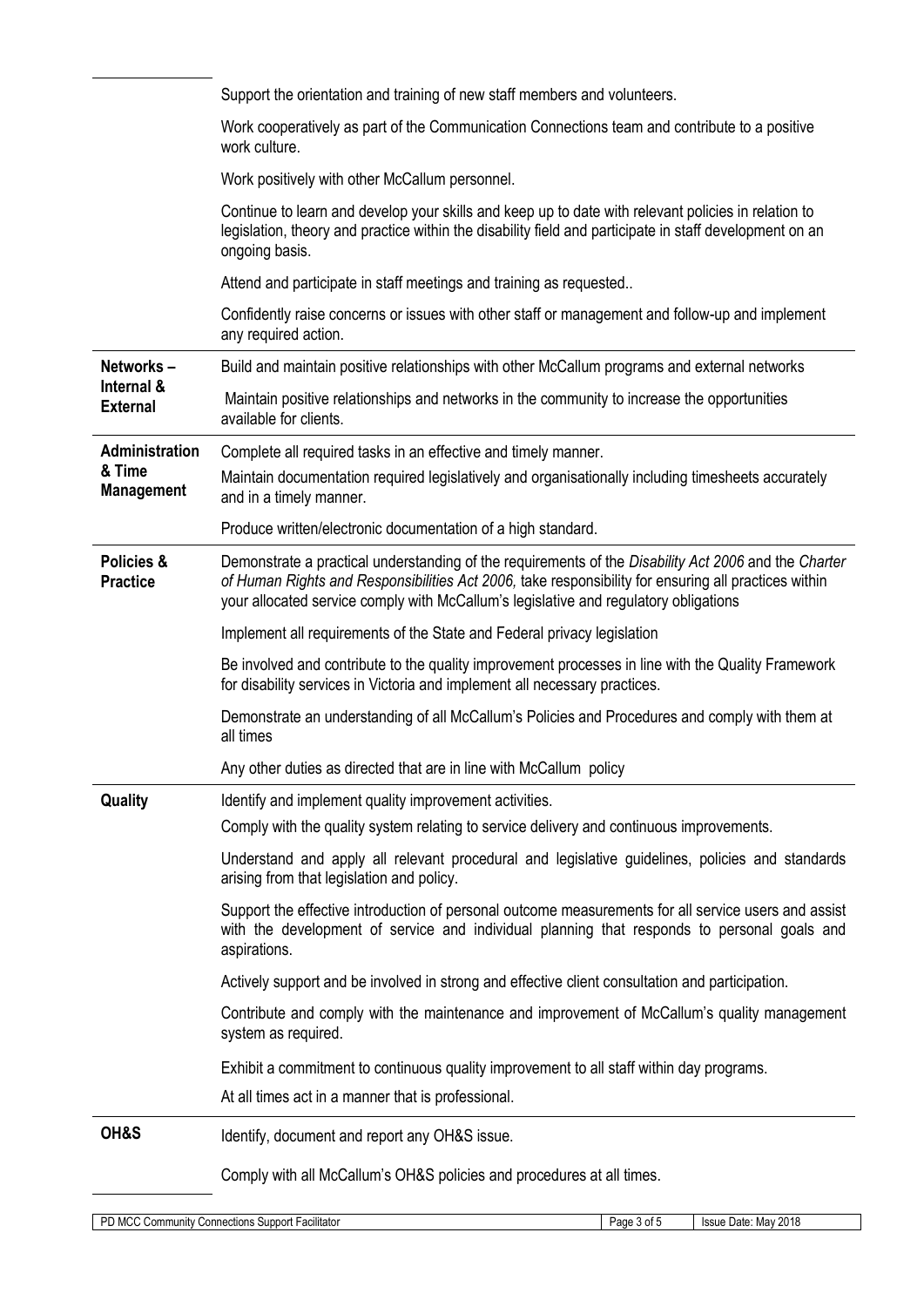| | |
|---|---|
| | Support the orientation and training of new staff members and volunteers. |
| | Work cooperatively as part of the Communication Connections team and contribute to a positive work culture. |
| | Work positively with other McCallum personnel. |
| | Continue to learn and develop your skills and keep up to date with relevant policies in relation to legislation, theory and practice within the disability field and participate in staff development on an ongoing basis. |
| | Attend and participate in staff meetings and training as requested.. |
| | Confidently raise concerns or issues with other staff or management and follow-up and implement any required action. |
| **Networks – Internal & External** | Build and maintain positive relationships with other McCallum programs and external networks |
| | Maintain positive relationships and networks in the community to increase the opportunities available for clients. |
| **Administration & Time Management** | Complete all required tasks in an effective and timely manner. |
| | Maintain documentation required legislatively and organisationally including timesheets accurately and in a timely manner. |
| | Produce written/electronic documentation of a high standard. |
| **Policies & Practice** | Demonstrate a practical understanding of the requirements of the *Disability Act 2006* and the *Charter of Human Rights and Responsibilities Act 2006,* take responsibility for ensuring all practices within your allocated service comply with McCallum's legislative and regulatory obligations |
| | Implement all requirements of the State and Federal privacy legislation |
| | Be involved and contribute to the quality improvement processes in line with the Quality Framework for disability services in Victoria and implement all necessary practices. |
| | Demonstrate an understanding of all McCallum's Policies and Procedures and comply with them at all times |
| | Any other duties as directed that are in line with McCallum policy |
| **Quality** | Identify and implement quality improvement activities. |
| | Comply with the quality system relating to service delivery and continuous improvements. |
| | Understand and apply all relevant procedural and legislative guidelines, policies and standards arising from that legislation and policy. |
| | Support the effective introduction of personal outcome measurements for all service users and assist with the development of service and individual planning that responds to personal goals and aspirations. |
| | Actively support and be involved in strong and effective client consultation and participation. |
| | Contribute and comply with the maintenance and improvement of McCallum's quality management system as required. |
| | Exhibit a commitment to continuous quality improvement to all staff within day programs. |
| | At all times act in a manner that is professional. |
| **OH&S** | Identify, document and report any OH&S issue. |
| | Comply with all McCallum's OH&S policies and procedures at all times. |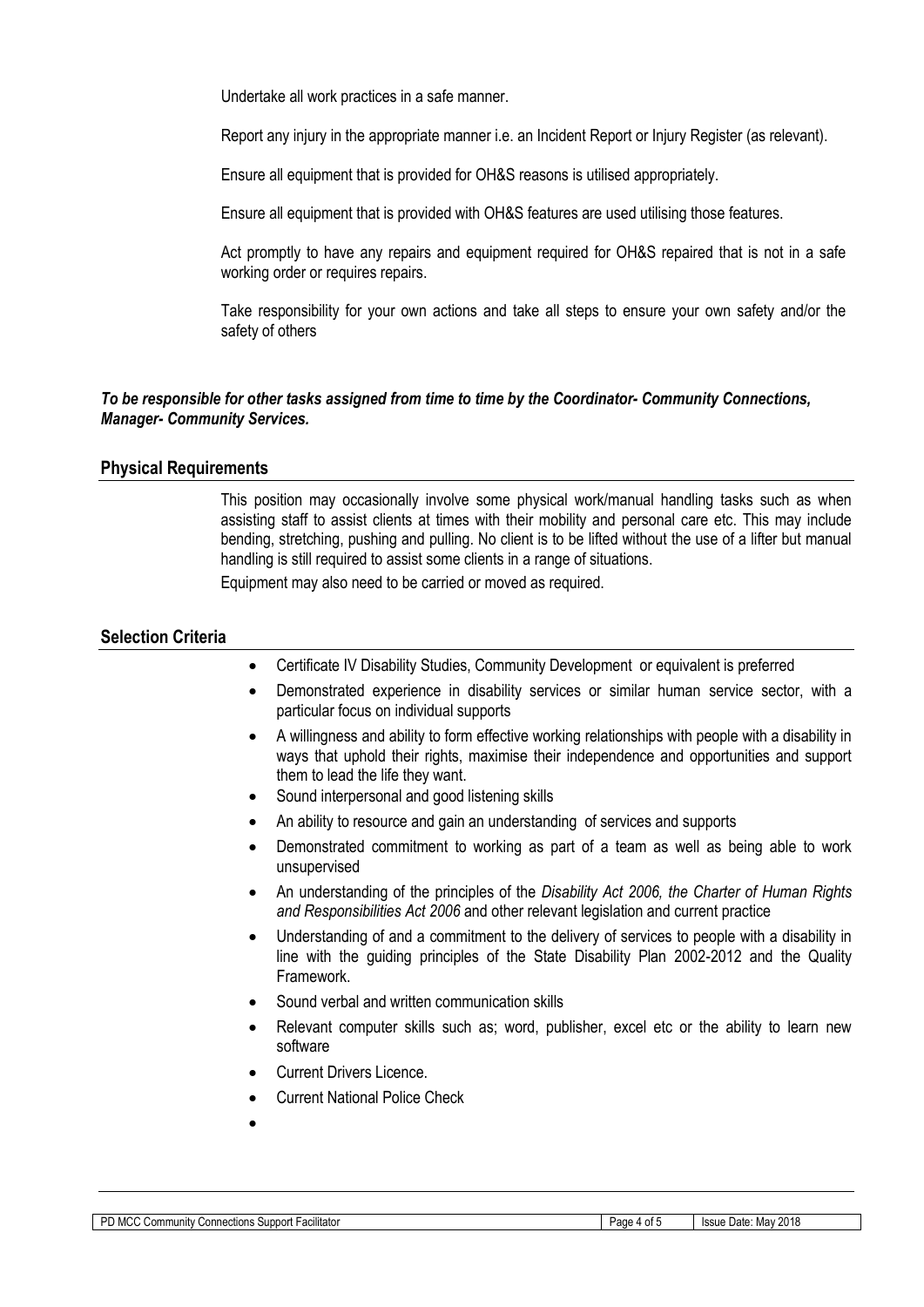Undertake all work practices in a safe manner.

Report any injury in the appropriate manner i.e. an Incident Report or Injury Register (as relevant).

Ensure all equipment that is provided for OH&S reasons is utilised appropriately.

Ensure all equipment that is provided with OH&S features are used utilising those features.

Act promptly to have any repairs and equipment required for OH&S repaired that is not in a safe working order or requires repairs.

Take responsibility for your own actions and take all steps to ensure your own safety and/or the safety of others

***To be responsible for other tasks assigned from time to time by the Coordinator- Community Connections, Manager- Community Services.***

## Physical Requirements

This position may occasionally involve some physical work/manual handling tasks such as when assisting staff to assist clients at times with their mobility and personal care etc. This may include bending, stretching, pushing and pulling. No client is to be lifted without the use of a lifter but manual handling is still required to assist some clients in a range of situations.

Equipment may also need to be carried or moved as required.

## Selection Criteria

- Certificate IV Disability Studies, Community Development or equivalent is preferred
- Demonstrated experience in disability services or similar human service sector, with a particular focus on individual supports
- A willingness and ability to form effective working relationships with people with a disability in ways that uphold their rights, maximise their independence and opportunities and support them to lead the life they want.
- Sound interpersonal and good listening skills
- An ability to resource and gain an understanding of services and supports
- Demonstrated commitment to working as part of a team as well as being able to work unsupervised
- An understanding of the principles of the *Disability Act 2006, the Charter of Human Rights and Responsibilities Act 2006* and other relevant legislation and current practice
- Understanding of and a commitment to the delivery of services to people with a disability in line with the guiding principles of the State Disability Plan 2002-2012 and the Quality Framework.
- Sound verbal and written communication skills
- Relevant computer skills such as; word, publisher, excel etc or the ability to learn new software
- Current Drivers Licence.
- Current National Police Check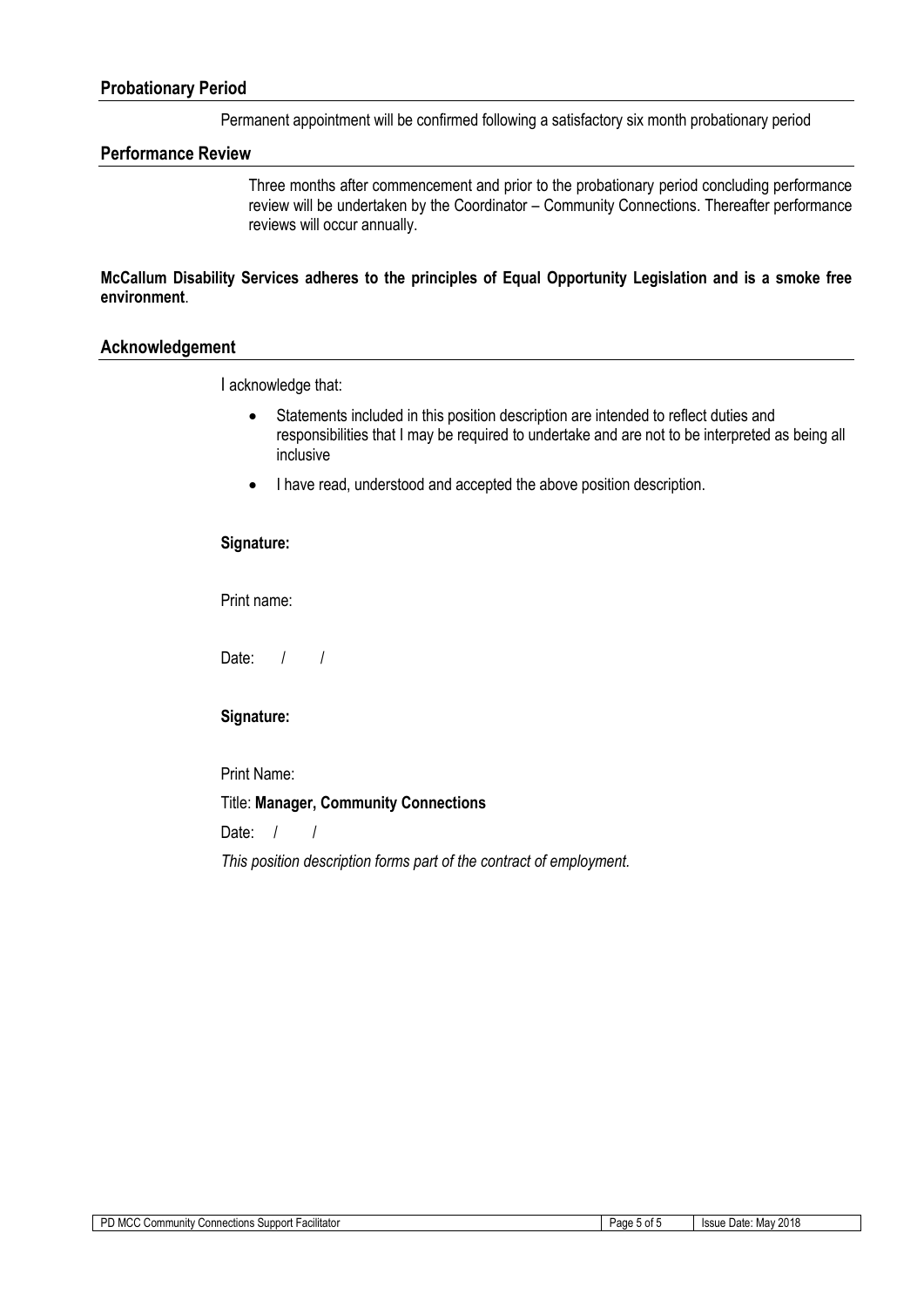## Probationary Period

Permanent appointment will be confirmed following a satisfactory six month probationary period

## Performance Review

Three months after commencement and prior to the probationary period concluding performance review will be undertaken by the Coordinator – Community Connections. Thereafter performance reviews will occur annually.

**McCallum Disability Services adheres to the principles of Equal Opportunity Legislation and is a smoke free environment**.

## Acknowledgement

I acknowledge that:

- Statements included in this position description are intended to reflect duties and responsibilities that I may be required to undertake and are not to be interpreted as being all inclusive
- I have read, understood and accepted the above position description.

**Signature:**

Print name:

Date: / /

**Signature:**

Print Name:

Title: **Manager, Community Connections**

Date: / /

*This position description forms part of the contract of employment.*